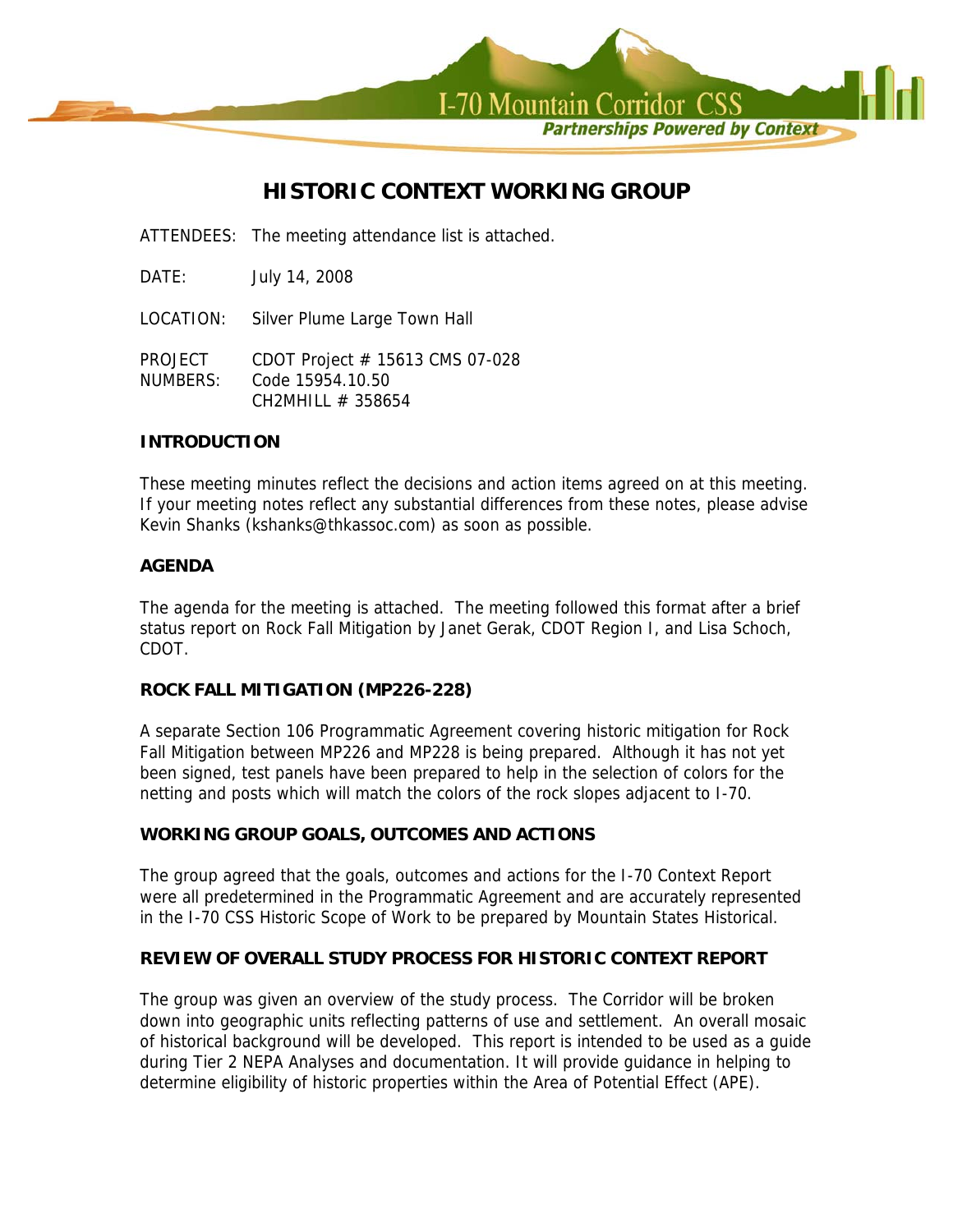I-70 Mountain Corridor CSS

*Partnerships Powered by Context*

# HISTORIC CONTEXT WORKING GROUP

ATTENDEES: The meeting attendance list is attached.

DATE: July 14, 2008

LOCATION: Silver Plume Large Town Hall

PROJECT NUMBERS: CDOT Project # 15613 CMS 07-028
Code 15954.10.50
CH2MHILL # 358654

## INTRODUCTION

These meeting minutes reflect the decisions and action items agreed on at this meeting. If your meeting notes reflect any substantial differences from these notes, please advise Kevin Shanks (kshanks@thkassoc.com) as soon as possible.

## AGENDA

The agenda for the meeting is attached. The meeting followed this format after a brief status report on Rock Fall Mitigation by Janet Gerak, CDOT Region I, and Lisa Schoch, CDOT.

## ROCK FALL MITIGATION (MP226-228)

A separate Section 106 Programmatic Agreement covering historic mitigation for Rock Fall Mitigation between MP226 and MP228 is being prepared. Although it has not yet been signed, test panels have been prepared to help in the selection of colors for the netting and posts which will match the colors of the rock slopes adjacent to I-70.

## WORKING GROUP GOALS, OUTCOMES AND ACTIONS

The group agreed that the goals, outcomes and actions for the I-70 Context Report were all predetermined in the Programmatic Agreement and are accurately represented in the I-70 CSS Historic Scope of Work to be prepared by Mountain States Historical.

## REVIEW OF OVERALL STUDY PROCESS FOR HISTORIC CONTEXT REPORT

The group was given an overview of the study process. The Corridor will be broken down into geographic units reflecting patterns of use and settlement. An overall mosaic of historical background will be developed. This report is intended to be used as a guide during Tier 2 NEPA Analyses and documentation. It will provide guidance in helping to determine eligibility of historic properties within the Area of Potential Effect (APE).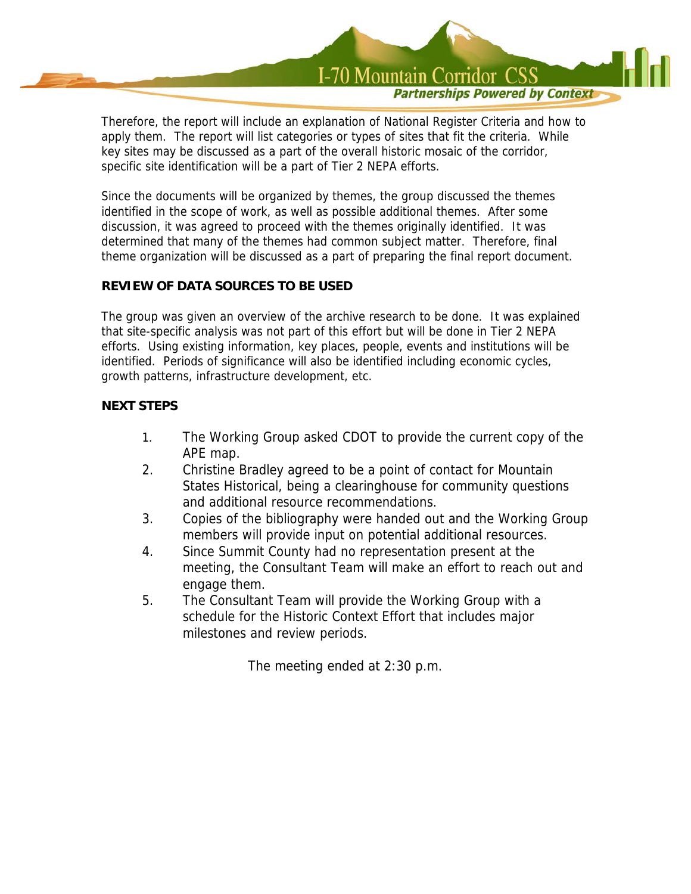Therefore, the report will include an explanation of National Register Criteria and how to apply them. The report will list categories or types of sites that fit the criteria. While key sites may be discussed as a part of the overall historic mosaic of the corridor, specific site identification will be a part of Tier 2 NEPA efforts.

Since the documents will be organized by themes, the group discussed the themes identified in the scope of work, as well as possible additional themes. After some discussion, it was agreed to proceed with the themes originally identified. It was determined that many of the themes had common subject matter. Therefore, final theme organization will be discussed as a part of preparing the final report document.

**REVIEW OF DATA SOURCES TO BE USED**

The group was given an overview of the archive research to be done. It was explained that site-specific analysis was not part of this effort but will be done in Tier 2 NEPA efforts. Using existing information, key places, people, events and institutions will be identified. Periods of significance will also be identified including economic cycles, growth patterns, infrastructure development, etc.

**NEXT STEPS**

1. The Working Group asked CDOT to provide the current copy of the APE map.
2. Christine Bradley agreed to be a point of contact for Mountain States Historical, being a clearinghouse for community questions and additional resource recommendations.
3. Copies of the bibliography were handed out and the Working Group members will provide input on potential additional resources.
4. Since Summit County had no representation present at the meeting, the Consultant Team will make an effort to reach out and engage them.
5. The Consultant Team will provide the Working Group with a schedule for the Historic Context Effort that includes major milestones and review periods.

The meeting ended at 2:30 p.m.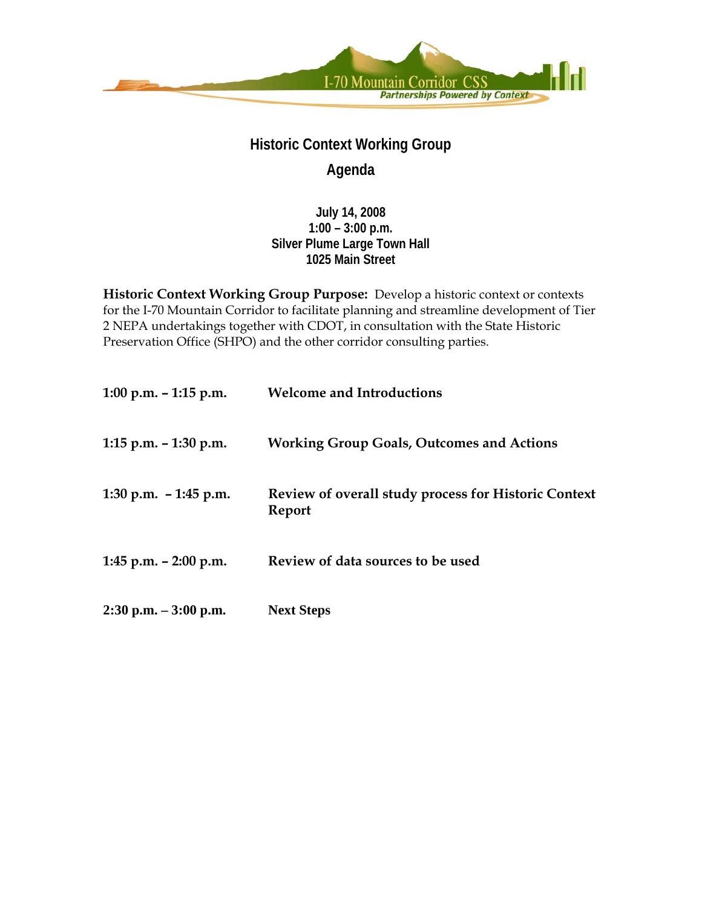I-70 Mountain Corridor CSS

*Partnerships Powered by Context*

# Historic Context Working Group

## Agenda

**July 14, 2008**
**1:00 – 3:00 p.m.**
**Silver Plume Large Town Hall**
**1025 Main Street**

**Historic Context Working Group Purpose:** Develop a historic context or contexts for the I-70 Mountain Corridor to facilitate planning and streamline development of Tier 2 NEPA undertakings together with CDOT, in consultation with the State Historic Preservation Office (SHPO) and the other corridor consulting parties.

| | |
|---|---|
| **1:00 p.m. – 1:15 p.m.** | **Welcome and Introductions** |
| **1:15 p.m. – 1:30 p.m.** | **Working Group Goals, Outcomes and Actions** |
| **1:30 p.m. – 1:45 p.m.** | **Review of overall study process for Historic Context Report** |
| **1:45 p.m. – 2:00 p.m.** | **Review of data sources to be used** |
| **2:30 p.m. – 3:00 p.m.** | **Next Steps** |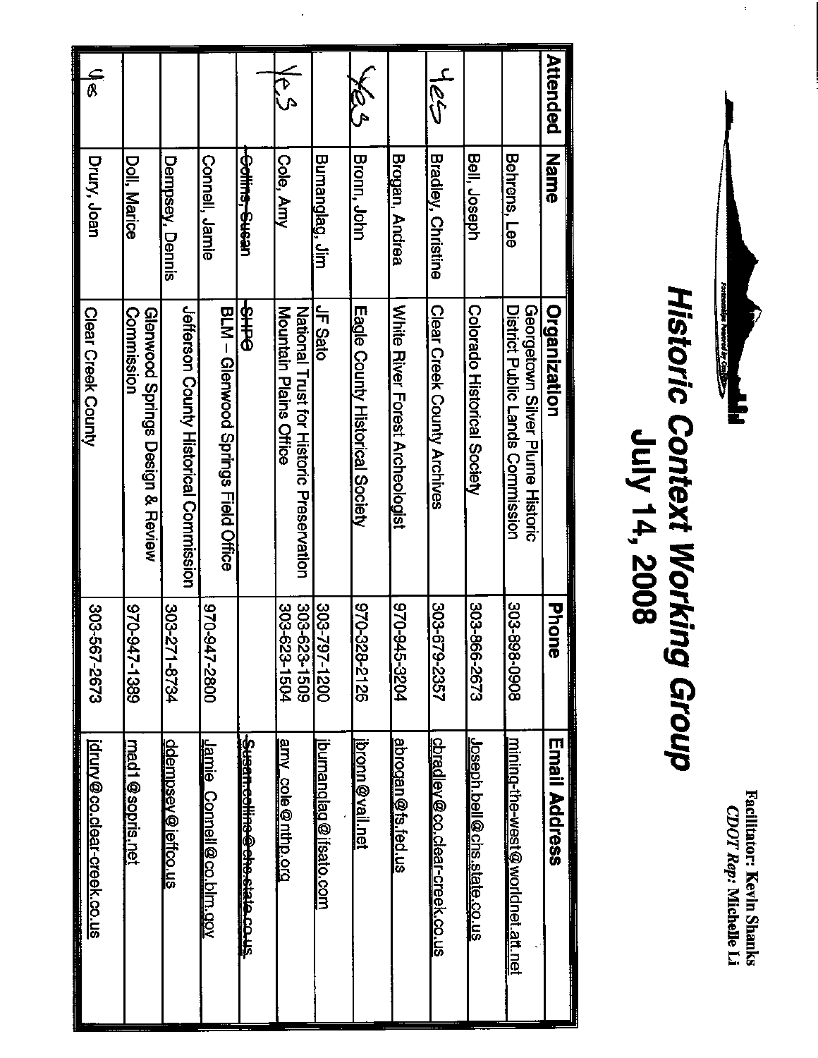Facilitator: Kevin Shanks
*CDOT Rep:* Michelle Li

# *Historic Context Working Group*
# July 14, 2008

| Attended | Name | Organization | Phone | Email Address |
|---|---|---|---|---|
| | Behrens, Lee | Georgetown Silver Plume Historic District Public Lands Commission | 303-898-0908 | mining-the-west@worldnet.att.net |
| | Bell, Joseph | Colorado Historical Society | 303-866-2673 | Joseph.bell@chs.state.co.us |
| Yes | Bradley, Christine | Clear Creek County Archives | 303-679-2357 | cbradley@co.clear-creek.co.us |
| | Brogan, Andrea | White River Forest Archeologist | 970-945-3204 | abrogan@fs.fed.us |
| Yes | Bronn, John | Eagle County Historical Society | 970-328-2126 | jbronn@vail.net |
| | Bumanglag, Jim | JF Sato | 303-797-1200 | jbumanglag@jfsato.com |
| Yes | Cole, Amy | National Trust for Historic Preservation Mountain Plains Office | 303-623-1509<br>303-623-1504 | amy_cole@nthp.org |
| | ~~Collins, Susan~~ | ~~SHPO~~ | | ~~Susan.collins@chs.state.co.us~~ |
| | Connell, Jamie | BLM – Glenwood Springs Field Office | 970-947-2800 | Jamie_Connell@co.blm.gov |
| | Dempsey, Dennis | Jefferson County Historical Commission | 303-271-8734 | ddempsey@jeffco.us |
| | Doll, Marice | Glenwood Springs Design & Review Commission | 970-947-1389 | mad1@sopris.net |
| Yes | Drury, Joan | Clear Creek County | 303-567-2673 | jdrury@co.clear-creek.co.us |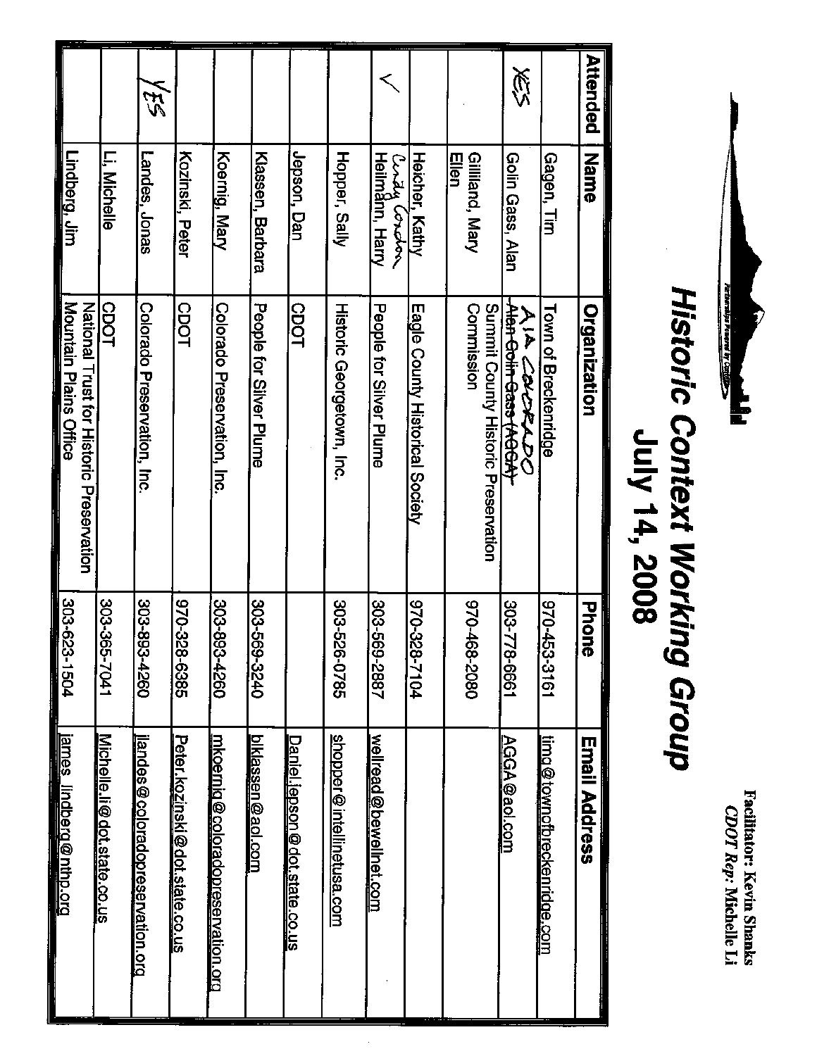**Facilitator: Kevin Shanks**
***CDOT Rep:* Michelle Li**

# Historic Context Working Group
## July 14, 2008

| Attended | Name | Organization | Phone | Email Address |
|---|---|---|---|---|
| | Gagen, Tim | Town of Breckenridge | 970-453-3161 | timg@townofbreckenridge.com |
| YES | Golin Gass, Alan | AIA COLORADO ~~Alan Golin Gass (AGGA)~~ | 303-778-6661 | AGGA@aol.com |
| | Gilliland, Mary Ellen | Summit County Historic Preservation Commission | 970-468-2080 | |
| | Heicher, Kathy Cindy Condon | Eagle County Historical Society | 970-328-7104 | |
| ✓ | Heilmann, Harry | People for Silver Plume | 303-569-2887 | wellread@bewellnet.com |
| | Hopper, Sally | Historic Georgetown, Inc. | 303-526-0785 | shopper@intelinetusa.com |
| | Jepson, Dan | CDOT | | Daniel.jepson@dot.state.co.us |
| | Klassen, Barbara | People for Silver Plume | 303-569-3240 | blklassen@aol.com |
| | Koernig, Mary | Colorado Preservation, Inc. | 303-893-4260 | mkoernig@coloradopreservation.org |
| | Kozinski, Peter | CDOT | 970-328-6385 | Peter.kozinski@dot.state.co.us |
| YES | Landes, Jonas | Colorado Preservation, Inc. | 303-893-4260 | jlandes@coloradopreservation.org |
| | Li, Michelle | CDOT | 303-365-7041 | Michelle.li@dot.state.co.us |
| | Lindberg, Jim | National Trust for Historic Preservation Mountain Plains Office | 303-623-1504 | james_lindberg@nthp.org |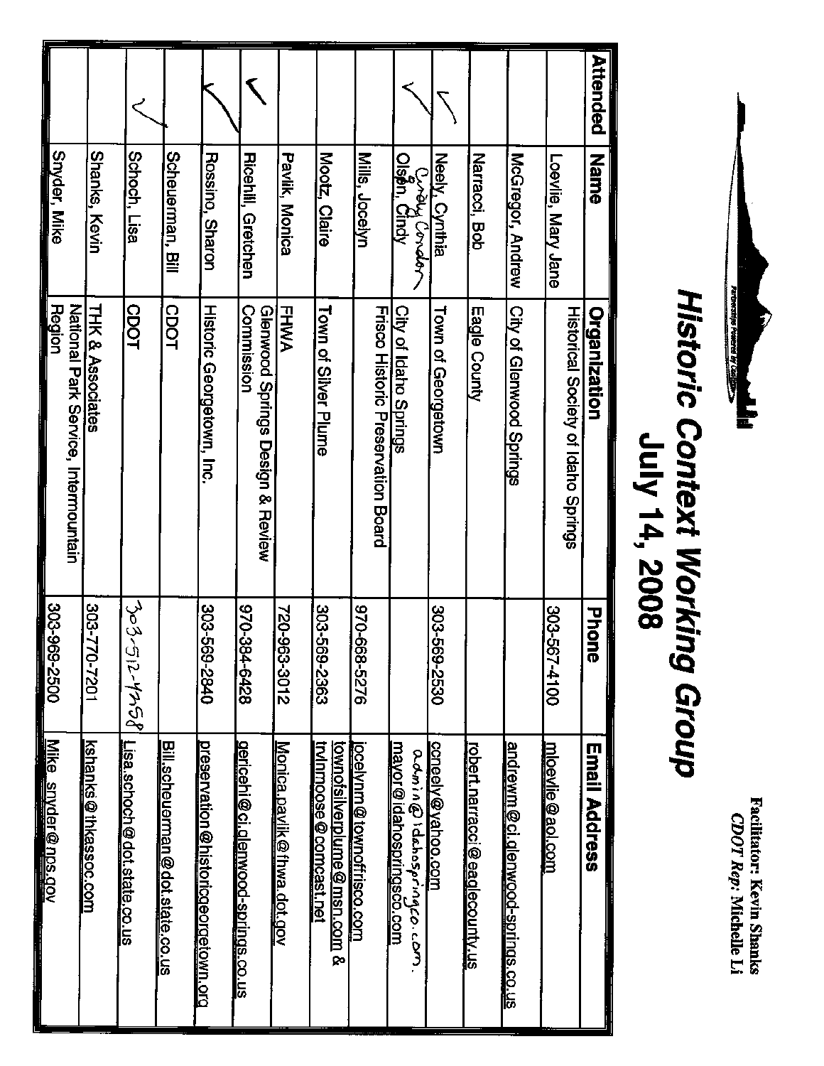Facilitator: Kevin Shanks
*CDOT Rep:* Michelle Li

# Historic Context Working Group

## July 14, 2008

| Attended | Name | Organization | Phone | Email Address |
|---|---|---|---|---|
| | Loevlie, Mary Jane | Historical Society of Idaho Springs | 303-567-4100 | mloevlie@aol.com |
| | McGregor, Andrew | City of Glenwood Springs | | andrewm@ci.glenwood-springs.co.us |
| | Narracci, Bob | Eagle County | | robert.narracci@eaglecounty.us |
| ✓ | Neely, Cynthia | Town of Georgetown | 303-569-2530 | cneely@yahoo.com |
| ✓ | Olson, Cindy (Cindy Condon) | City of Idaho Springs | | admin@idahospringsco.com. mayor@idahospringsco.com |
| | Mills, Jocelyn | Frisco Historic Preservation Board | 970-668-5276 | jocelynm@townoffrisco.com |
| | Mootz, Claire | Town of Silver Plume | 303-569-2363 | townofsilverplume@msn.com & trvlnmoose@comcast.net |
| | Pavlik, Monica | FHWA | 720-963-3012 | Monica.pavlik@fhwa.dot.gov |
| ✓ | Ricehill, Gretchen | Glenwood Springs Design & Review Commission | 970-384-6428 | gericehi@ci.glenwood-springs.co.us |
| ✓ | Rossino, Sharon | Historic Georgetown, Inc. | 303-569-2840 | preservation@historicgeorgetown.org |
| | Scheuerman, Bill | CDOT | | Bill.scheuerman@dot.state.co.us |
| ✓ | Schoch, Lisa | CDOT | 303-512-4258 | Lisa.schoch@dot.state.co.us |
| | Shanks, Kevin | THK & Associates | 303-770-7201 | kshanks@thkassoc.com |
| | Snyder, Mike | National Park Service, Intermountain Region | 303-969-2500 | Mike_snyder@nps.gov |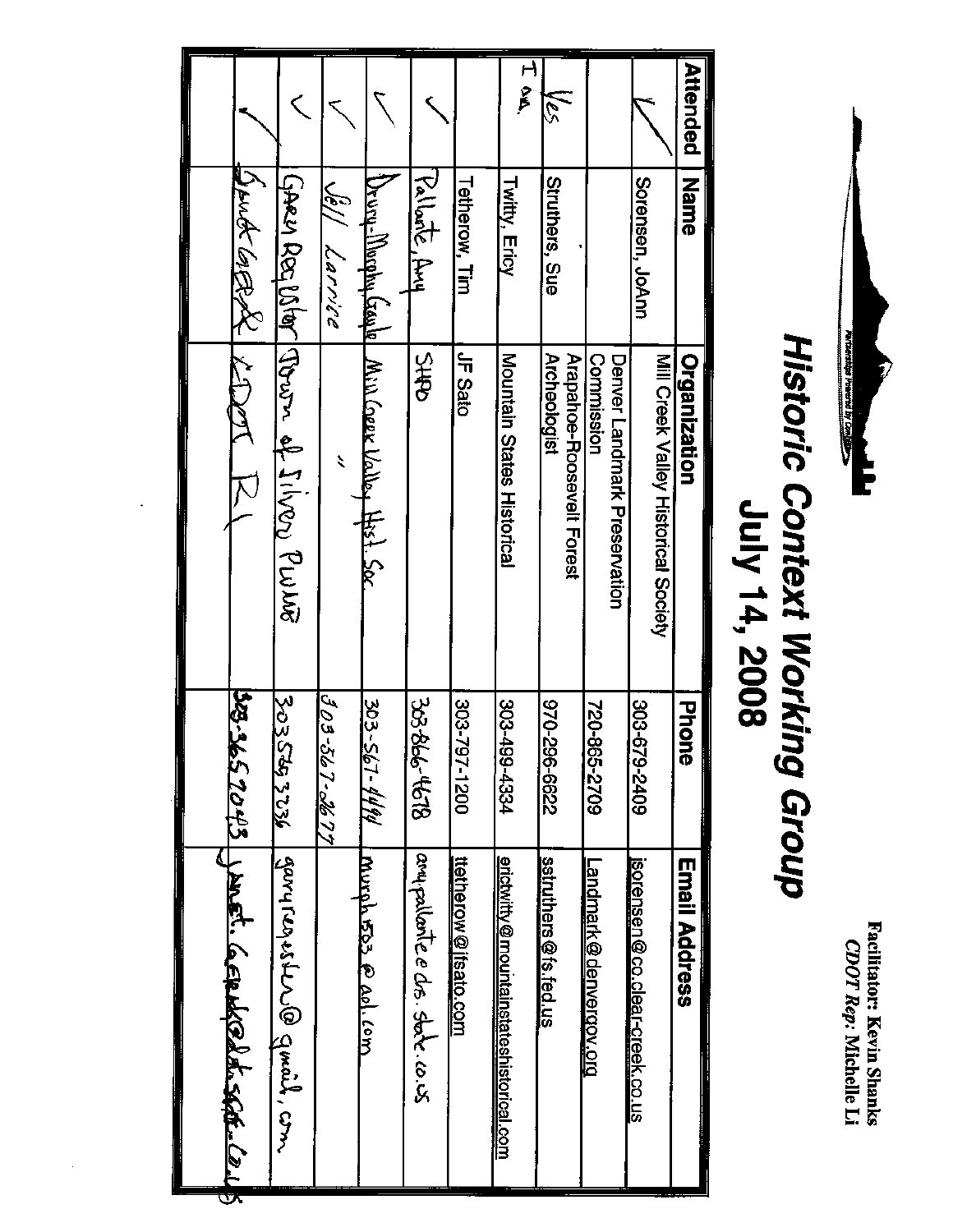Facilitator: Kevin Shanks
*CDOT Rep:* Michelle Li

# Historic Context Working Group

## July 14, 2008

| Attended | Name | Organization | Phone | Email Address |
|---|---|---|---|---|
| ✓ | Sorensen, JoAnn | Mill Creek Valley Historical Society | 303-679-2409 | jsorensen@co.clear-creek.co.us |
| | | Denver Landmark Preservation Commission | 720-865-2709 | Landmark@denvergov.org |
| Yes | Struthers, Sue | Arapahoe-Roosevelt Forest Archeologist | 970-296-6622 | sstruthers@fs.fed.us |
| I am. | Twitty, Ericy | Mountain States Historical | 303-499-4334 | erictwitty@mountainstateshistorical.com |
| | Tetherow, Tim | JF Sato | 303-797-1200 | ttetherow@jfsato.com |
| ✓ | Pallante, Amy | SHPO | 303-866-4678 | amy.pallante@chs.state.co.us |
| ✓ | Drury-Murphy, Gayle | Mill Creek Valley Hist Soc | 303-567-4494 | murph503@aol.com |
| ✓ | Jell Larrice | " | 303-567-2677 | |
| ✓ | Gary Regester | Town of Silver Plume | 303-569-3036 | garyregester@gmail.com |
| ✓ | Janet Gerak | CDOT R1 | 303-365-7043 | janet.gerak@dot.state.co.us |